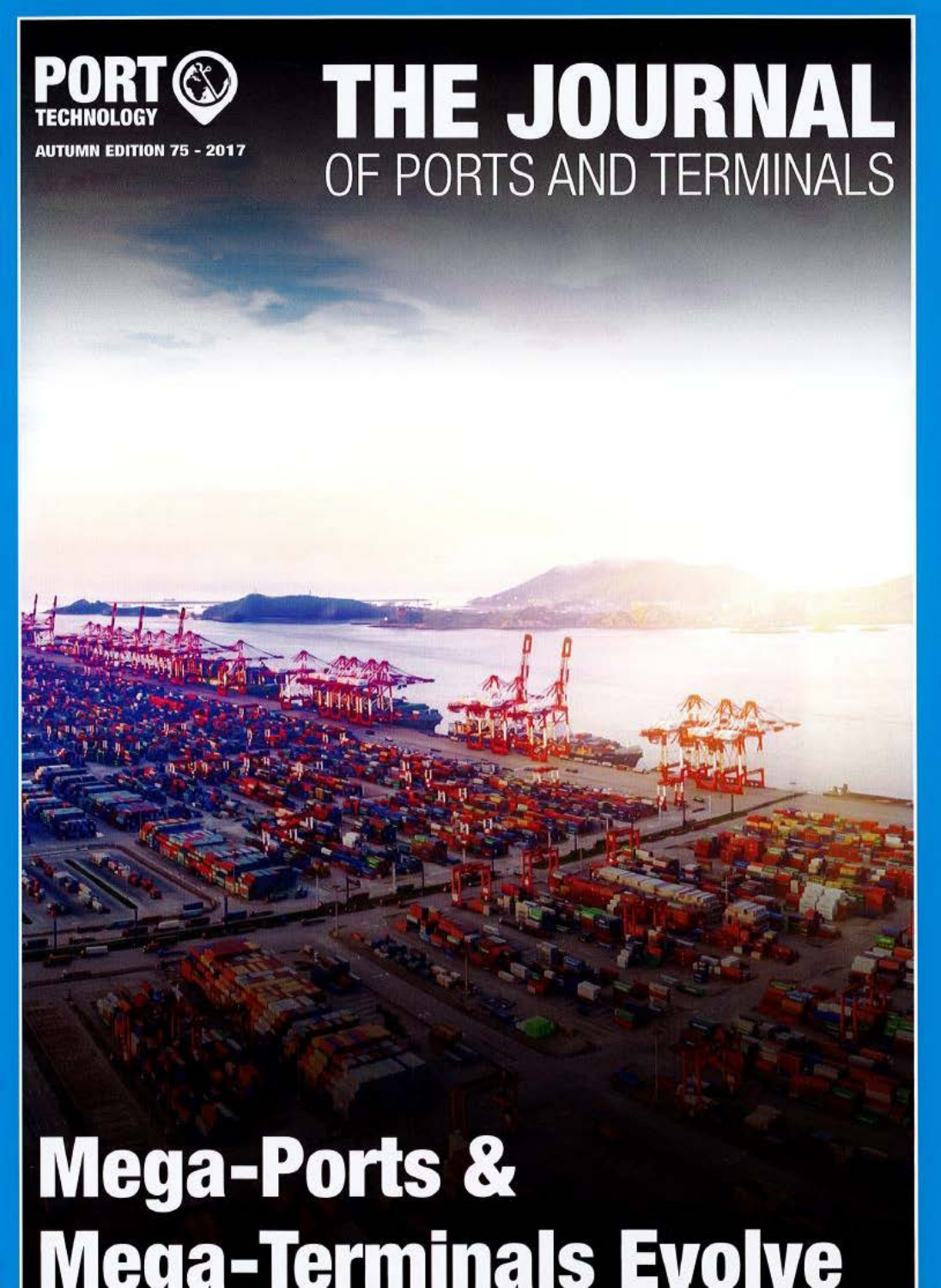PORT TECHNOLOGY

AUTUMN EDITION 75 - 2017

# THE JOURNAL OF PORTS AND TERMINALS

# Mega-Ports & Mega-Terminals Evolve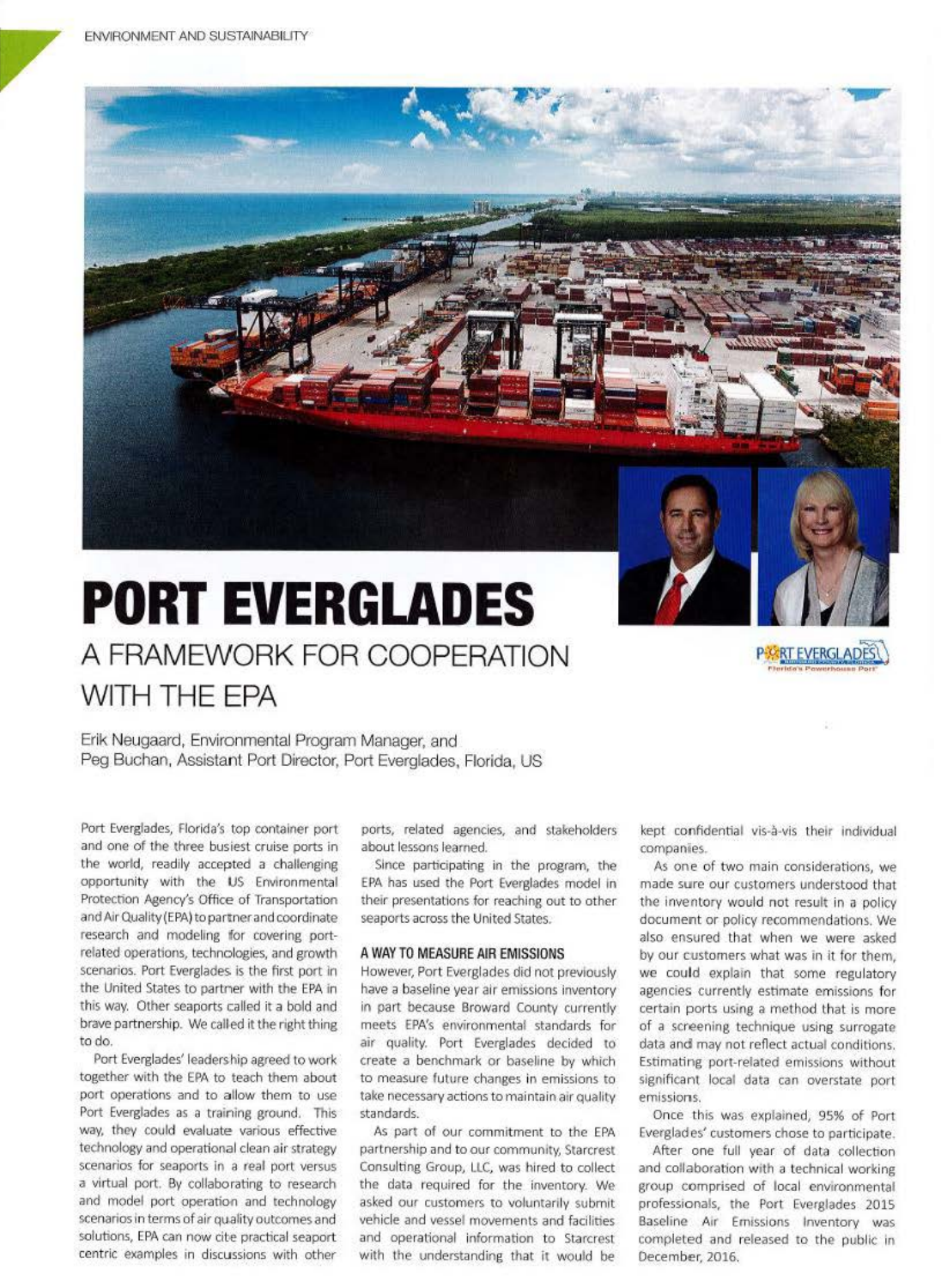# PORT EVERGLADES

## A FRAMEWORK FOR COOPERATION WITH THE EPA

Erik Neugaard, Environmental Program Manager, and
Peg Buchan, Assistant Port Director, Port Everglades, Florida, US

Port Everglades, Florida's top container port and one of the three busiest cruise ports in the world, readily accepted a challenging opportunity with the US Environmental Protection Agency's Office of Transportation and Air Quality (EPA) to partner and coordinate research and modeling for covering port-related operations, technologies, and growth scenarios. Port Everglades is the first port in the United States to partner with the EPA in this way. Other seaports called it a bold and brave partnership. We called it the right thing to do.

Port Everglades' leadership agreed to work together with the EPA to teach them about port operations and to allow them to use Port Everglades as a training ground. This way, they could evaluate various effective technology and operational clean air strategy scenarios for seaports in a real port versus a virtual port. By collaborating to research and model port operation and technology scenarios in terms of air quality outcomes and solutions, EPA can now cite practical seaport centric examples in discussions with other ports, related agencies, and stakeholders about lessons learned.

Since participating in the program, the EPA has used the Port Everglades model in their presentations for reaching out to other seaports across the United States.

### A WAY TO MEASURE AIR EMISSIONS

However, Port Everglades did not previously have a baseline year air emissions inventory in part because Broward County currently meets EPA's environmental standards for air quality. Port Everglades decided to create a benchmark or baseline by which to measure future changes in emissions to take necessary actions to maintain air quality standards.

As part of our commitment to the EPA partnership and to our community, Starcrest Consulting Group, LLC, was hired to collect the data required for the inventory. We asked our customers to voluntarily submit vehicle and vessel movements and facilities and operational information to Starcrest with the understanding that it would be kept confidential vis-à-vis their individual companies.

As one of two main considerations, we made sure our customers understood that the inventory would not result in a policy document or policy recommendations. We also ensured that when we were asked by our customers what was in it for them, we could explain that some regulatory agencies currently estimate emissions for certain ports using a method that is more of a screening technique using surrogate data and may not reflect actual conditions. Estimating port-related emissions without significant local data can overstate port emissions.

Once this was explained, 95% of Port Everglades' customers chose to participate.

After one full year of data collection and collaboration with a technical working group comprised of local environmental professionals, the Port Everglades 2015 Baseline Air Emissions Inventory was completed and released to the public in December, 2016.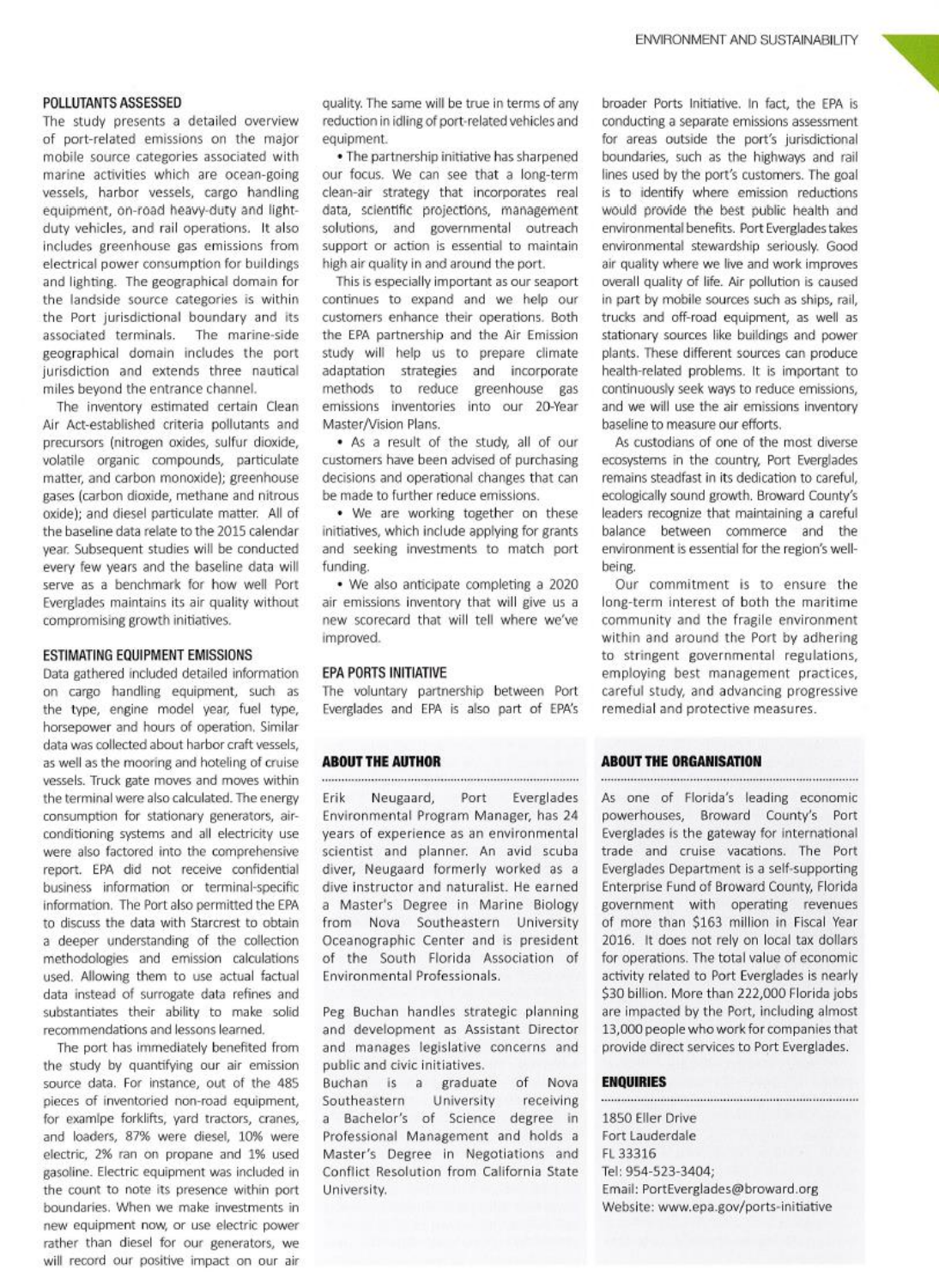## POLLUTANTS ASSESSED

The study presents a detailed overview of port-related emissions on the major mobile source categories associated with marine activities which are ocean-going vessels, harbor vessels, cargo handling equipment, on-road heavy-duty and light-duty vehicles, and rail operations. It also includes greenhouse gas emissions from electrical power consumption for buildings and lighting. The geographical domain for the landside source categories is within the Port jurisdictional boundary and its associated terminals. The marine-side geographical domain includes the port jurisdiction and extends three nautical miles beyond the entrance channel.

The inventory estimated certain Clean Air Act-established criteria pollutants and precursors (nitrogen oxides, sulfur dioxide, volatile organic compounds, particulate matter, and carbon monoxide); greenhouse gases (carbon dioxide, methane and nitrous oxide); and diesel particulate matter. All of the baseline data relate to the 2015 calendar year. Subsequent studies will be conducted every few years and the baseline data will serve as a benchmark for how well Port Everglades maintains its air quality without compromising growth initiatives.

## ESTIMATING EQUIPMENT EMISSIONS

Data gathered included detailed information on cargo handling equipment, such as the type, engine model year, fuel type, horsepower and hours of operation. Similar data was collected about harbor craft vessels, as well as the mooring and hoteling of cruise vessels. Truck gate moves and moves within the terminal were also calculated. The energy consumption for stationary generators, air-conditioning systems and all electricity use were also factored into the comprehensive report. EPA did not receive confidential business information or terminal-specific information. The Port also permitted the EPA to discuss the data with Starcrest to obtain a deeper understanding of the collection methodologies and emission calculations used. Allowing them to use actual factual data instead of surrogate data refines and substantiates their ability to make solid recommendations and lessons learned.

The port has immediately benefited from the study by quantifying our air emission source data. For instance, out of the 485 pieces of inventoried non-road equipment, for examlpe forklifts, yard tractors, cranes, and loaders, 87% were diesel, 10% were electric, 2% ran on propane and 1% used gasoline. Electric equipment was included in the count to note its presence within port boundaries. When we make investments in new equipment now, or use electric power rather than diesel for our generators, we will record our positive impact on our air quality. The same will be true in terms of any reduction in idling of port-related vehicles and equipment.

- The partnership initiative has sharpened our focus. We can see that a long-term clean-air strategy that incorporates real data, scientific projections, management solutions, and governmental outreach support or action is essential to maintain high air quality in and around the port.

This is especially important as our seaport continues to expand and we help our customers enhance their operations. Both the EPA partnership and the Air Emission study will help us to prepare climate adaptation strategies and incorporate methods to reduce greenhouse gas emissions inventories into our 20-Year Master/Vision Plans.

- As a result of the study, all of our customers have been advised of purchasing decisions and operational changes that can be made to further reduce emissions.
- We are working together on these initiatives, which include applying for grants and seeking investments to match port funding.
- We also anticipate completing a 2020 air emissions inventory that will give us a new scorecard that will tell where we've improved.

## EPA PORTS INITIATIVE

The voluntary partnership between Port Everglades and EPA is also part of EPA's broader Ports Initiative. In fact, the EPA is conducting a separate emissions assessment for areas outside the port's jurisdictional boundaries, such as the highways and rail lines used by the port's customers. The goal is to identify where emission reductions would provide the best public health and environmental benefits. Port Everglades takes environmental stewardship seriously. Good air quality where we live and work improves overall quality of life. Air pollution is caused in part by mobile sources such as ships, rail, trucks and off-road equipment, as well as stationary sources like buildings and power plants. These different sources can produce health-related problems. It is important to continuously seek ways to reduce emissions, and we will use the air emissions inventory baseline to measure our efforts.

As custodians of one of the most diverse ecosystems in the country, Port Everglades remains steadfast in its dedication to careful, ecologically sound growth. Broward County's leaders recognize that maintaining a careful balance between commerce and the environment is essential for the region's well-being.

Our commitment is to ensure the long-term interest of both the maritime community and the fragile environment within and around the Port by adhering to stringent governmental regulations, employing best management practices, careful study, and advancing progressive remedial and protective measures.

### ABOUT THE AUTHOR

Erik Neugaard, Port Everglades Environmental Program Manager, has 24 years of experience as an environmental scientist and planner. An avid scuba diver, Neugaard formerly worked as a dive instructor and naturalist. He earned a Master's Degree in Marine Biology from Nova Southeastern University Oceanographic Center and is president of the South Florida Association of Environmental Professionals.

Peg Buchan handles strategic planning and development as Assistant Director and manages legislative concerns and public and civic initiatives.

Buchan is a graduate of Nova Southeastern University receiving a Bachelor's of Science degree in Professional Management and holds a Master's Degree in Negotiations and Conflict Resolution from California State University.

### ABOUT THE ORGANISATION

As one of Florida's leading economic powerhouses, Broward County's Port Everglades is the gateway for international trade and cruise vacations. The Port Everglades Department is a self-supporting Enterprise Fund of Broward County, Florida government with operating revenues of more than $163 million in Fiscal Year 2016. It does not rely on local tax dollars for operations. The total value of economic activity related to Port Everglades is nearly $30 billion. More than 222,000 Florida jobs are impacted by the Port, including almost 13,000 people who work for companies that provide direct services to Port Everglades.

### ENQUIRIES

1850 Eller Drive
Fort Lauderdale
FL 33316
Tel: 954-523-3404;
Email: PortEverglades@broward.org
Website: www.epa.gov/ports-initiative